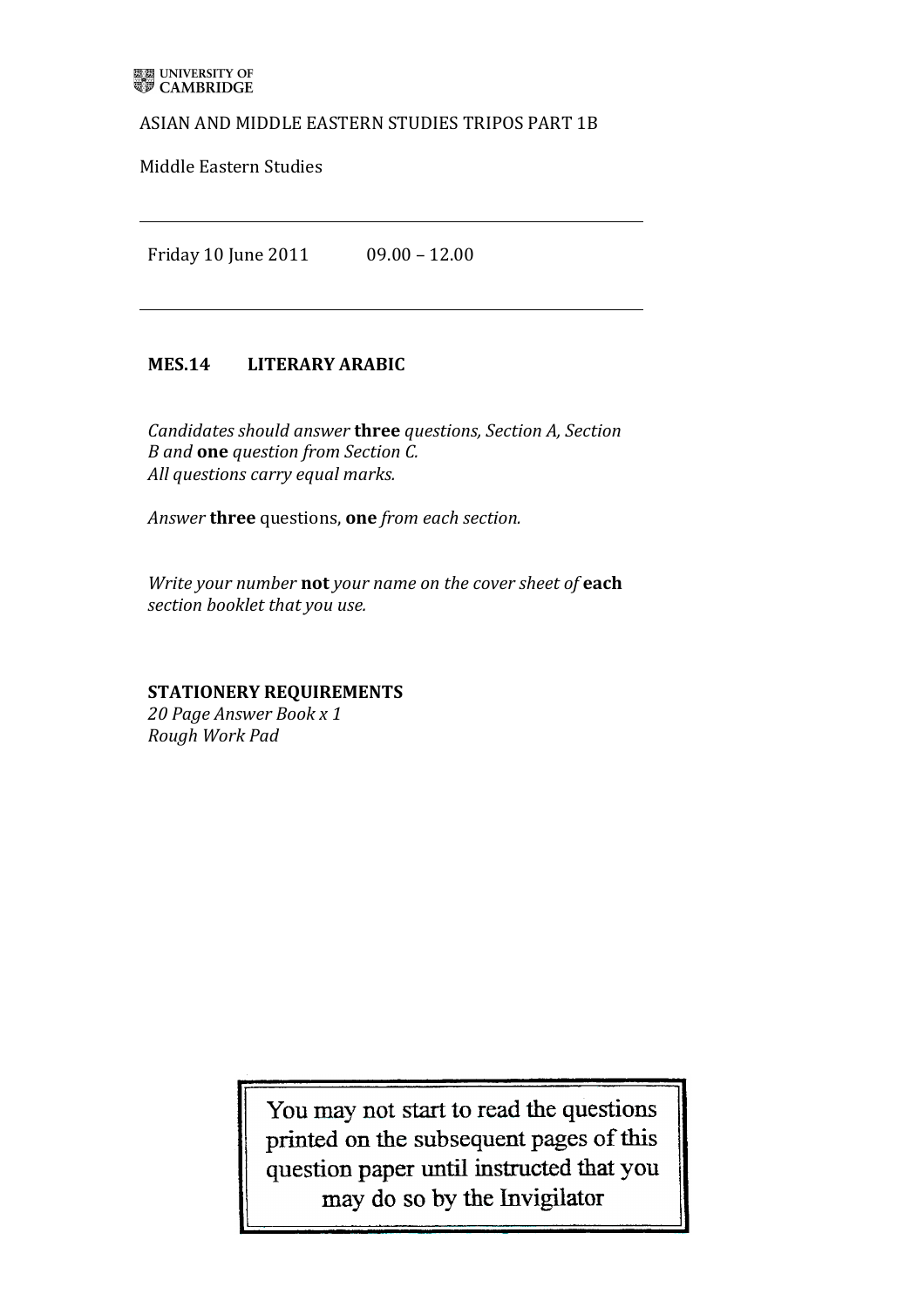UNIVERSITY OF CAMBRIDGE

ASIAN AND MIDDLE EASTERN STUDIES TRIPOS PART 1B

Middle Eastern Studies

---

Friday 10 June 2011 09.00 – 12.00

---

**MES.14 LITERARY ARABIC**

*Candidates should answer* **three** *questions, Section A, Section B and* **one** *question from Section C.*
*All questions carry equal marks.*

*Answer* **three** questions, **one** *from each section.*

*Write your number* **not** *your name on the cover sheet of* **each** *section booklet that you use.*

**STATIONERY REQUIREMENTS**
*20 Page Answer Book x 1*
*Rough Work Pad*

You may not start to read the questions printed on the subsequent pages of this question paper until instructed that you may do so by the Invigilator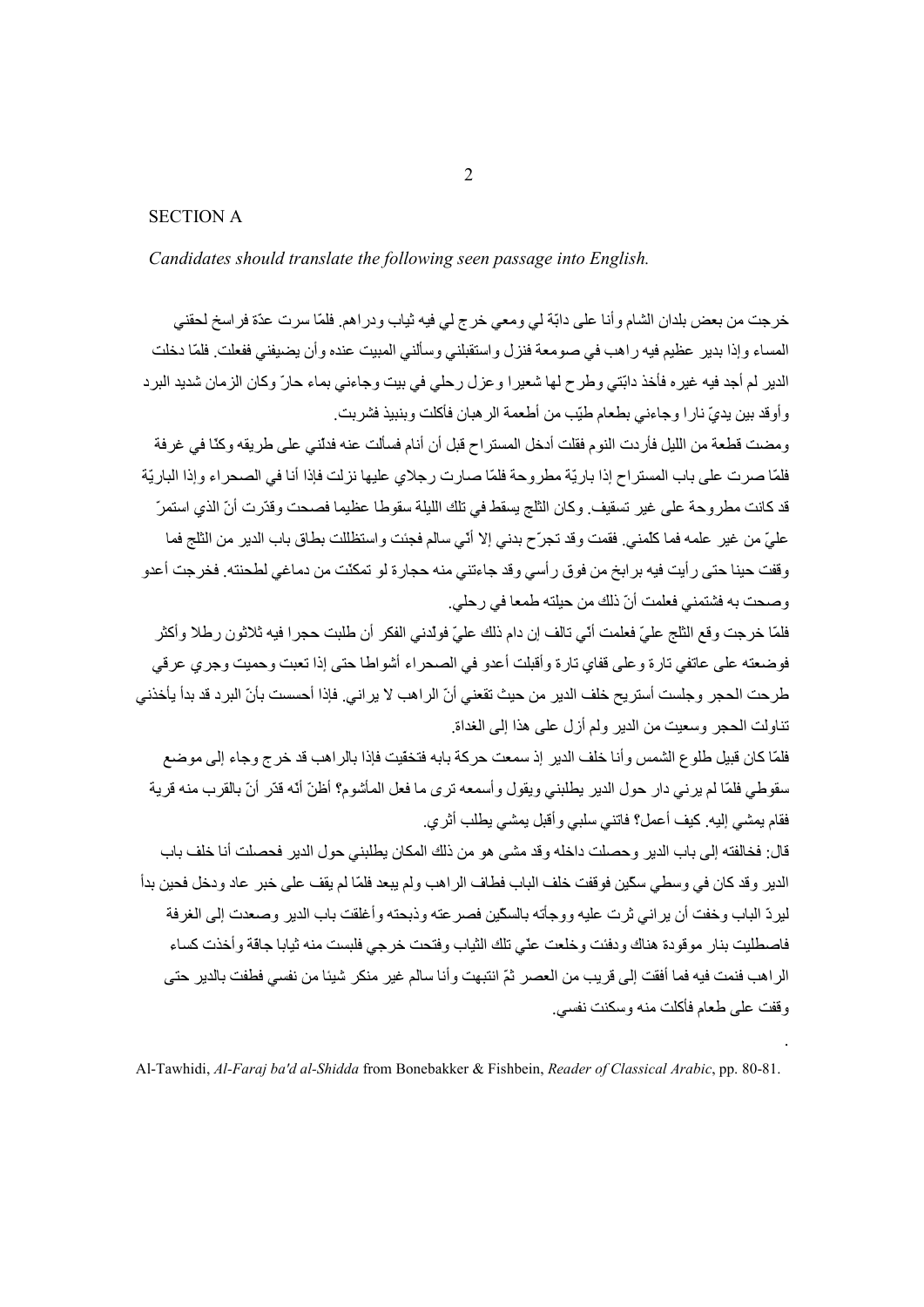## SECTION A

*Candidates should translate the following seen passage into English.*

خرجت من بعض بلدان الشام وأنا على دابّة لي ومعي خرج لي فيه ثياب ودراهم. فلمّا سرت عدّة فراسخ لحقني المساء وإذا بدير عظيم فيه راهب في صومعة فنزل واستقبلني وسألني المبيت عنده وأن يضيفني ففعلت. فلمّا دخلت الدير لم أجد فيه غيره فأخذ دابّتي وطرح لها شعيرا وعزل رحلي في بيت وجاءني بماء حارّ وكان الزمان شديد البرد وأوقد بين يديّ نارا وجاءني بطعام طيّب من أطعمة الرهبان فأكلت وبنبيذ فشربت.

ومضت قطعة من الليل فأردت النوم فقلت أدخل المستراح قبل أن أنام فسألت عنه فدلّني على طريقه وكنّا في غرفة فلمّا صرت على باب المستراح إذا باريّة مطروحة فلمّا صارت رجلاي عليها نزلت فإذا أنا في الصحراء وإذا الباريّة قد كانت مطروحة على غير تسقيف. وكان الثلج يسقط في تلك الليلة سقوطا عظيما فصحت وقدّرت أنّ الذي استمرّ عليّ من غير علمه فما كلّمني. فقمت وقد تجرّح بدني إلا أنّي سالم فجئت واستظللت بطاق باب الدير من الثلج فما وقفت حينا حتى رأيت فيه برابخ من فوق رأسي وقد جاءتني منه حجارة لو تمكّنت من دماغي لطحنته. فخرجت أعدو وصحت به فشتمني فعلمت أنّ ذلك من حيلته طمعا في رحلي.

فلمّا خرجت وقع الثلج عليّ فعلمت أنّي تالف إن دام ذلك عليّ فولّدني الفكر أن طلبت حجرا فيه ثلاثون رطلا وأكثر فوضعته على عاتقي تارة وعلى قفاي تارة وأقبلت أعدو في الصحراء أشواطا حتى إذا تعبت وحميت وجري عرقي طرحت الحجر وجلست أستريح خلف الدير من حيث تقعني أنّ الراهب لا يراني. فإذا أحسست بأنّ البرد قد بدأ يأخذني تناولت الحجر وسعيت من الدير ولم أزل على هذا إلى الغداة.

فلمّا كان قبيل طلوع الشمس وأنا خلف الدير إذ سمعت حركة بابه فتخفيت فإذا بالراهب قد خرج وجاء إلى موضع سقوطي فلمّا لم يرني دار حول الدير يطلبني ويقول وأسمعه ترى ما فعل المأشوم؟ أظنّ أنّه قدّر أنّ بالقرب منه قرية فقام يمشي إليه. كيف أعمل؟ فاتني سلبي وأقبل يمشي يطلب أثري.

قال: فخالفته إلى باب الدير وحصلت داخله وقد مشى هو من ذلك المكان يطلبني حول الدير فحصلت أنا خلف باب الدير وقد كان في وسطي سكّين فوقفت خلف الباب فطاف الراهب ولم يبعد فلمّا لم يقف على خبر عاد ودخل فحين بدأ ليردّ الباب وخفت أن يراني ثرت عليه ووجأته بالسكين فصرعته وذبحته وأغلقت باب الدير وصعدت إلى الغرفة فاصطليت بنار موقودة هناك ودفئت وخلعت عنّي تلك الثياب وفتحت خرجي فلبست منه ثيابا جاقة وأخذت كساء الراهب فنمت فيه فما أفقت إلى قريب من العصر ثمّ انتبهت وأنا سالم غير منكر شيئا من نفسي فطفت بالدير حتى وقفت على طعام فأكلت منه وسكنت نفسي.

Al-Tawhidi, *Al-Faraj ba'd al-Shidda* from Bonebakker & Fishbein, *Reader of Classical Arabic*, pp. 80-81.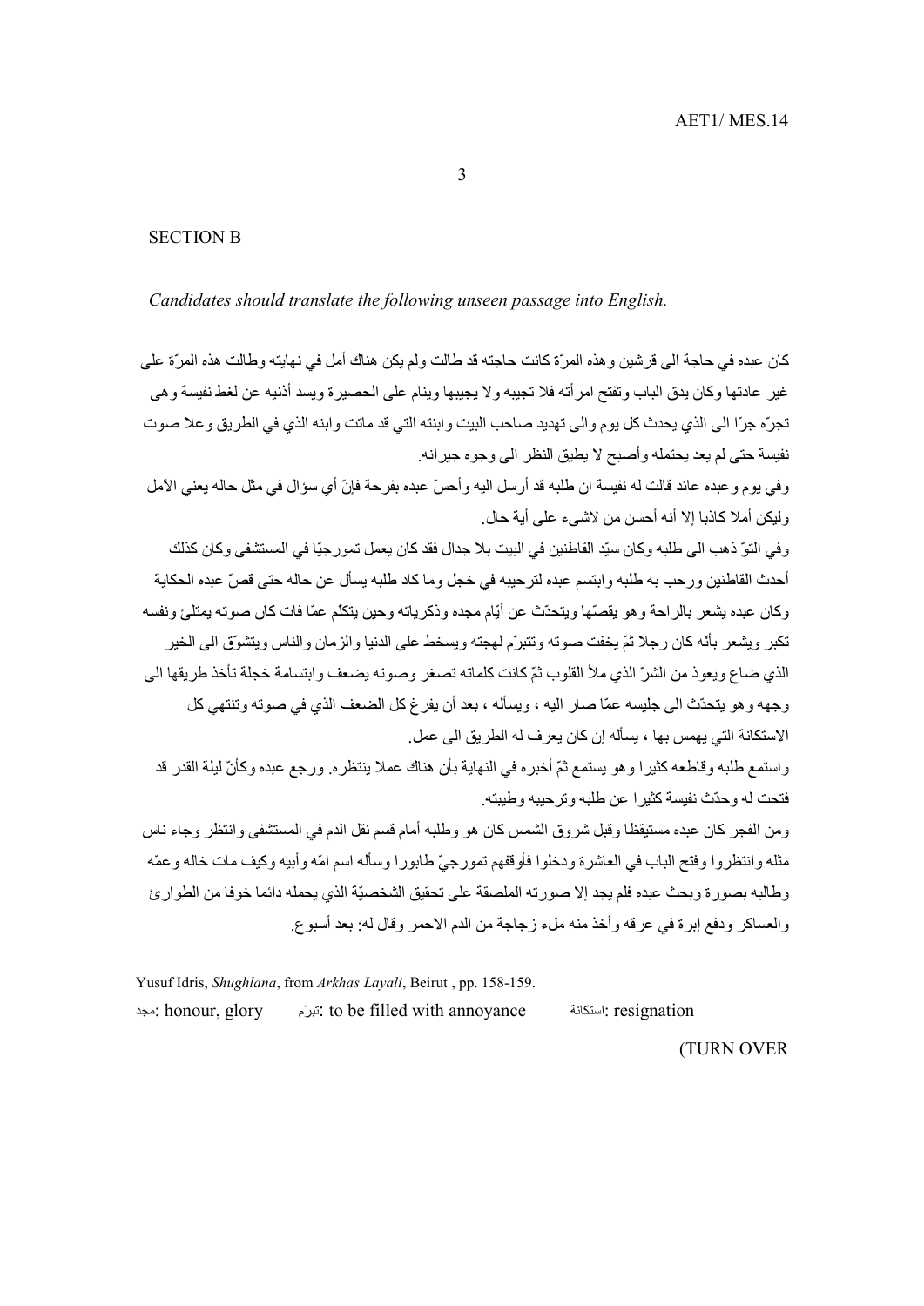## SECTION B

*Candidates should translate the following unseen passage into English.*

كان عبده في حاجة الى قرشين وهذه المرّة كانت حاجته قد طالت ولم يكن هناك أمل في نهايته وطالت هذه المرّة على غير عادتها وكان يدق الباب وتفتح امرأته فلا تجيبه ولا يجيبها وينام على الحصيرة ويسد أذنيه عن لغط نفيسة وهي تجرّه جرّا الى الذي يحدث كل يوم والى تهديد صاحب البيت وابنته التي قد ماتت وابنه الذي في الطريق وعلا صوت نفيسة حتى لم يعد يحتمله وأصبح لا يطيق النظر الى وجوه جيرانه.

وفي يوم وعبده عائد قالت له نفيسة ان طلبه قد أرسل اليه وأحسّ عبده بفرحة فإنّ أي سؤال في مثل حاله يعني الأمل وليكن أملا كاذبا إلا أنه أحسن من لاشيء على أية حال.

وفي التوّ ذهب الى طلبه وكان سيّد القاطنين في البيت بلا جدال فقد كان يعمل تمورجيّا في المستشفى وكان كذلك أحدث القاطنين ورحب به طلبه وابتسم عبده لترحيبه في خجل وما كاد طلبه يسأل عن حاله حتى قصّ عبده الحكاية وكان عبده يشعر بالراحة وهو يقصّها ويتحدّث عن أيّام مجده وذكرياته وحين يتكلّم عمّا فات كان صوته يمتلئ ونفسه تكبر ويشعر بأنّه كان رجلا ثمّ يخفت صوته وتتبرّم لهجته ويسخط على الدنيا والزمان والناس ويتشوّق الى الخير الذي ضاع ويعوذ من الشرّ الذي ملأ القلوب ثمّ كانت كلماته تصغر وصوته يضعف وابتسامة خجلة تأخذ طريقها الى وجهه وهو يتحدّث الى جليسه عمّا صار اليه ، ويسأله ، بعد أن يفرغ كل الضعف الذي في صوته وتنتهي كل الاستكانة التي يهمس بها ، يسأله إن كان يعرف له الطريق الى عمل.

واستمع طلبه وقاطعه كثيرا وهو يستمع ثمّ أخبره في النهاية بأن هناك عملا ينتظره. ورجع عبده وكأنّ ليلة القدر قد فتحت له وحدّث نفيسة كثيرا عن طلبه وترحيبه وطيبته.

ومن الفجر كان عبده مستيقظا وقبل شروق الشمس كان هو وطلبه أمام قسم نقل الدم في المستشفى وانتظر وجاء ناس مثله وانتظروا وفتح الباب في العاشرة ودخلوا فأوقفهم تمورجيّ طابورا وسأله اسم امّه وأبيه وكيف مات خاله وعمّه وطالبه بصورة وبحث عبده فلم يجد إلا صورته الملصقة على تحقيق الشخصيّة الذي يحمله دائما خوفا من الطوارئ والعساكر ودفع إبرة في عرقه وأخذ منه ملء زجاجة من الدم الاحمر وقال له: بعد أسبوع.

Yusuf Idris, *Shughlana*, from *Arkhas Layali*, Beirut , pp. 158-159.

مجد: honour, glory    تبرّم: to be filled with annoyance    استكانة: resignation

(TURN OVER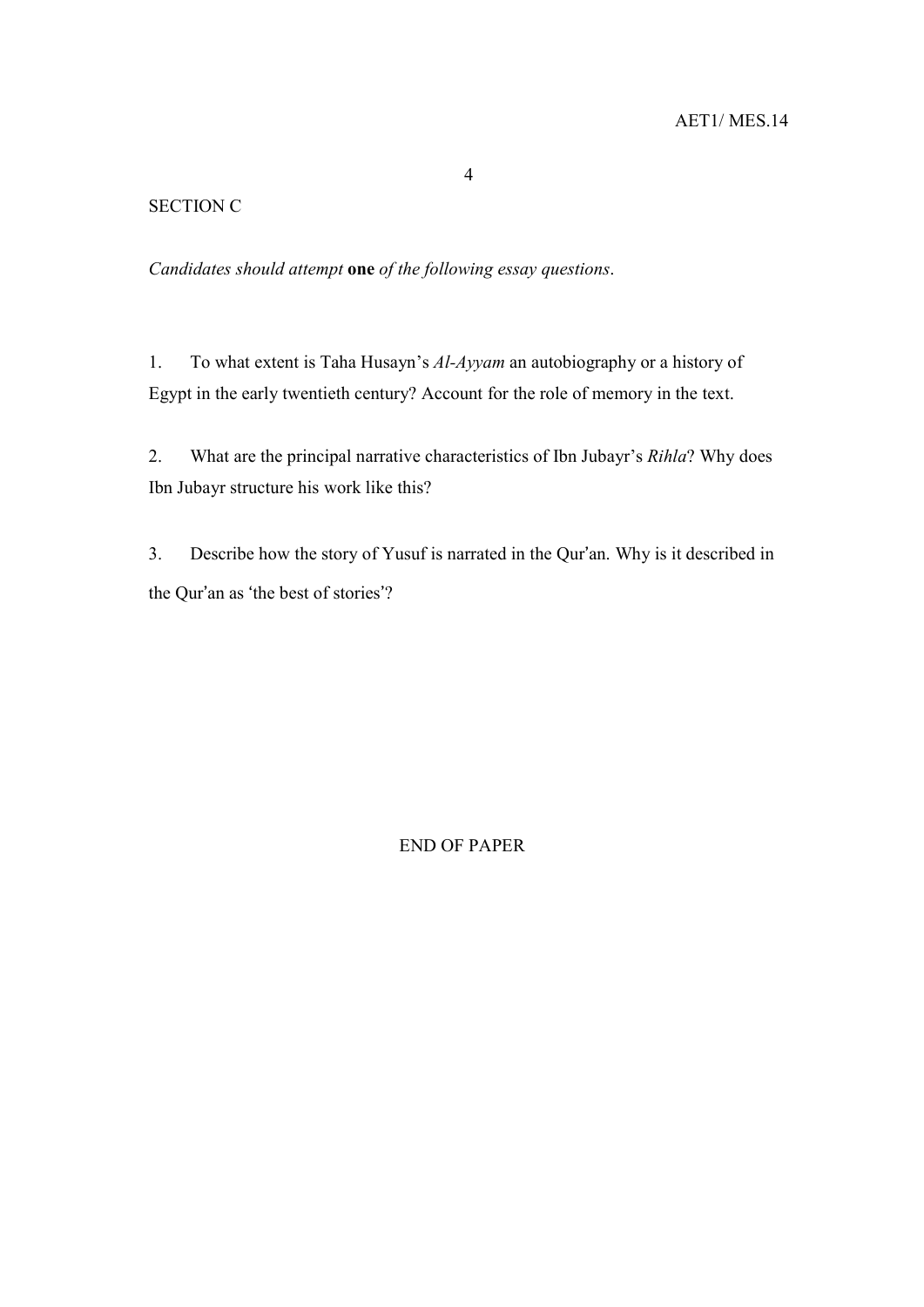## SECTION C

*Candidates should attempt* **one** *of the following essay questions*.

1. To what extent is Taha Husayn's *Al-Ayyam* an autobiography or a history of Egypt in the early twentieth century? Account for the role of memory in the text.

2. What are the principal narrative characteristics of Ibn Jubayr's *Rihla*? Why does Ibn Jubayr structure his work like this?

3. Describe how the story of Yusuf is narrated in the Qur'an. Why is it described in the Qur'an as 'the best of stories'?

END OF PAPER